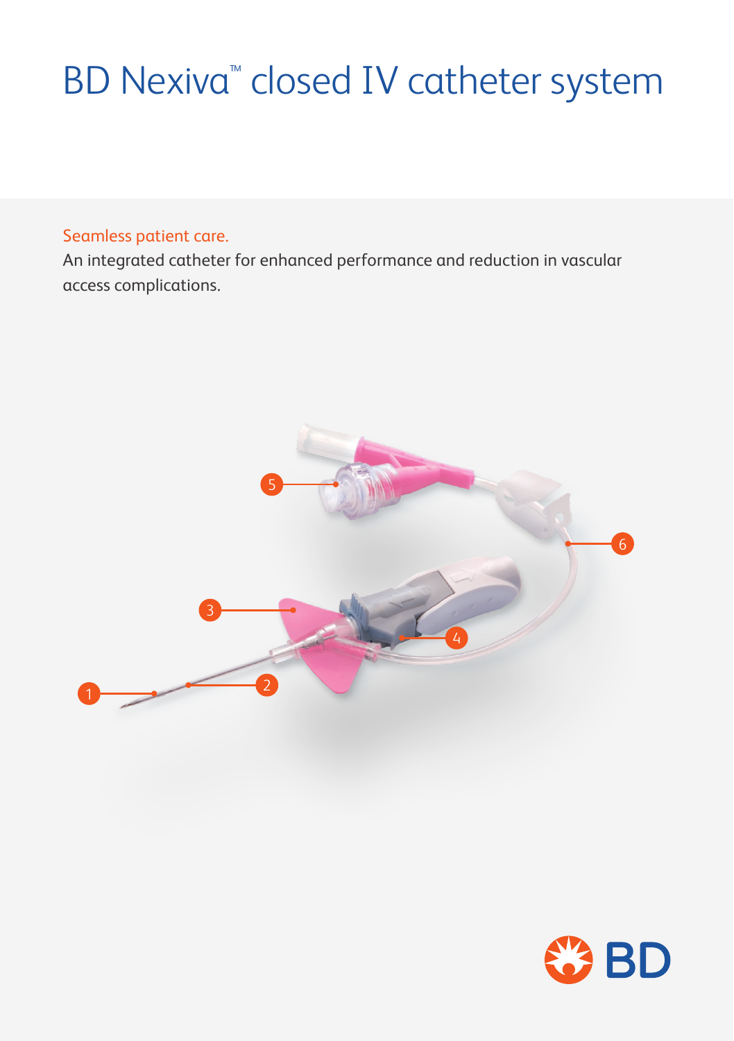# BD Nexiva™ closed IV catheter system

Seamless patient care.

An integrated catheter for enhanced performance and reduction in vascular access complications.

1

2

3

4

5

6

BD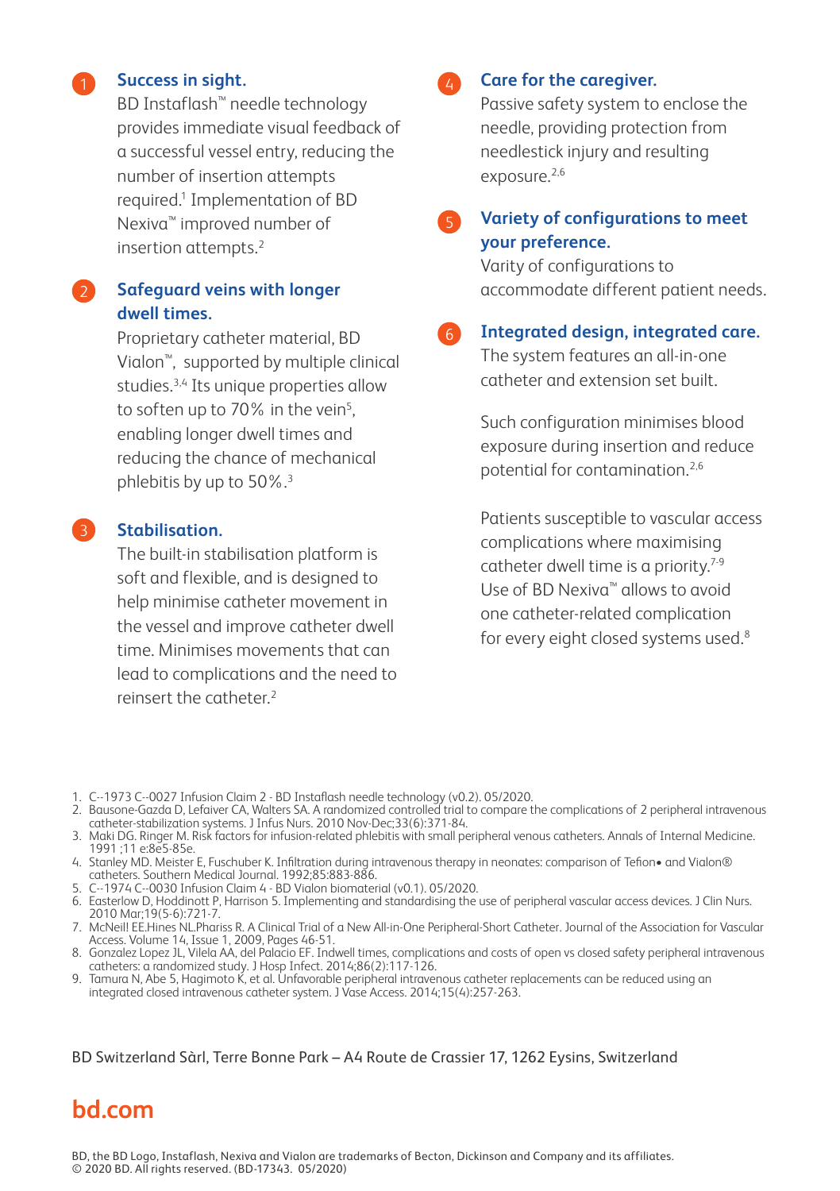### 1 Success in sight.

BD Instaflash™ needle technology provides immediate visual feedback of a successful vessel entry, reducing the number of insertion attempts required.[1] Implementation of BD Nexiva™ improved number of insertion attempts.[2]

### 2 Safeguard veins with longer dwell times.

Proprietary catheter material, BD Vialon™, supported by multiple clinical studies.[3,4] Its unique properties allow to soften up to 70% in the vein[5], enabling longer dwell times and reducing the chance of mechanical phlebitis by up to 50%.[3]

### 3 Stabilisation.

The built-in stabilisation platform is soft and flexible, and is designed to help minimise catheter movement in the vessel and improve catheter dwell time. Minimises movements that can lead to complications and the need to reinsert the catheter.[2]

### 4 Care for the caregiver.

Passive safety system to enclose the needle, providing protection from needlestick injury and resulting exposure.[2,6]

### 5 Variety of configurations to meet your preference.

Varity of configurations to accommodate different patient needs.

### 6 Integrated design, integrated care.

The system features an all-in-one catheter and extension set built.

Such configuration minimises blood exposure during insertion and reduce potential for contamination.[2,6]

Patients susceptible to vascular access complications where maximising catheter dwell time is a priority.[7-9] Use of BD Nexiva™ allows to avoid one catheter-related complication for every eight closed systems used.[8]

1. C--1973 C--0027 Infusion Claim 2 - BD Instaflash needle technology (v0.2). 05/2020.
2. Bausone-Gazda D, Lefaiver CA, Walters SA. A randomized controlled trial to compare the complications of 2 peripheral intravenous catheter-stabilization systems. J Infus Nurs. 2010 Nov-Dec;33(6):371-84.
3. Maki DG. Ringer M. Risk factors for infusion-related phlebitis with small peripheral venous catheters. Annals of Internal Medicine. 1991 ;11 e:8e5-85e.
4. Stanley MD. Meister E, Fuschuber K. Infiltration during intravenous therapy in neonates: comparison of Tefion• and Vialon® catheters. Southern Medical Journal. 1992;85:883-886.
5. C--1974 C--0030 Infusion Claim 4 - BD Vialon biomaterial (v0.1). 05/2020.
6. Easterlow D, Hoddinott P, Harrison 5. Implementing and standardising the use of peripheral vascular access devices. J Clin Nurs. 2010 Mar;19(5-6):721-7.
7. McNeil! EE.Hines NL.Phariss R. A Clinical Trial of a New All-in-One Peripheral-Short Catheter. Journal of the Association for Vascular Access. Volume 14, Issue 1, 2009, Pages 46-51.
8. Gonzalez Lopez JL, Vilela AA, del Palacio EF. Indwell times, complications and costs of open vs closed safety peripheral intravenous catheters: a randomized study. J Hosp Infect. 2014;86(2):117-126.
9. Tamura N, Abe 5, Hagimoto K, et al. Unfavorable peripheral intravenous catheter replacements can be reduced using an integrated closed intravenous catheter system. J Vasc Access. 2014;15(4):257-263.

BD Switzerland Sàrl, Terre Bonne Park – A4 Route de Crassier 17, 1262 Eysins, Switzerland

**bd.com**

BD, the BD Logo, Instaflash, Nexiva and Vialon are trademarks of Becton, Dickinson and Company and its affiliates.
© 2020 BD. All rights reserved. (BD-17343. 05/2020)